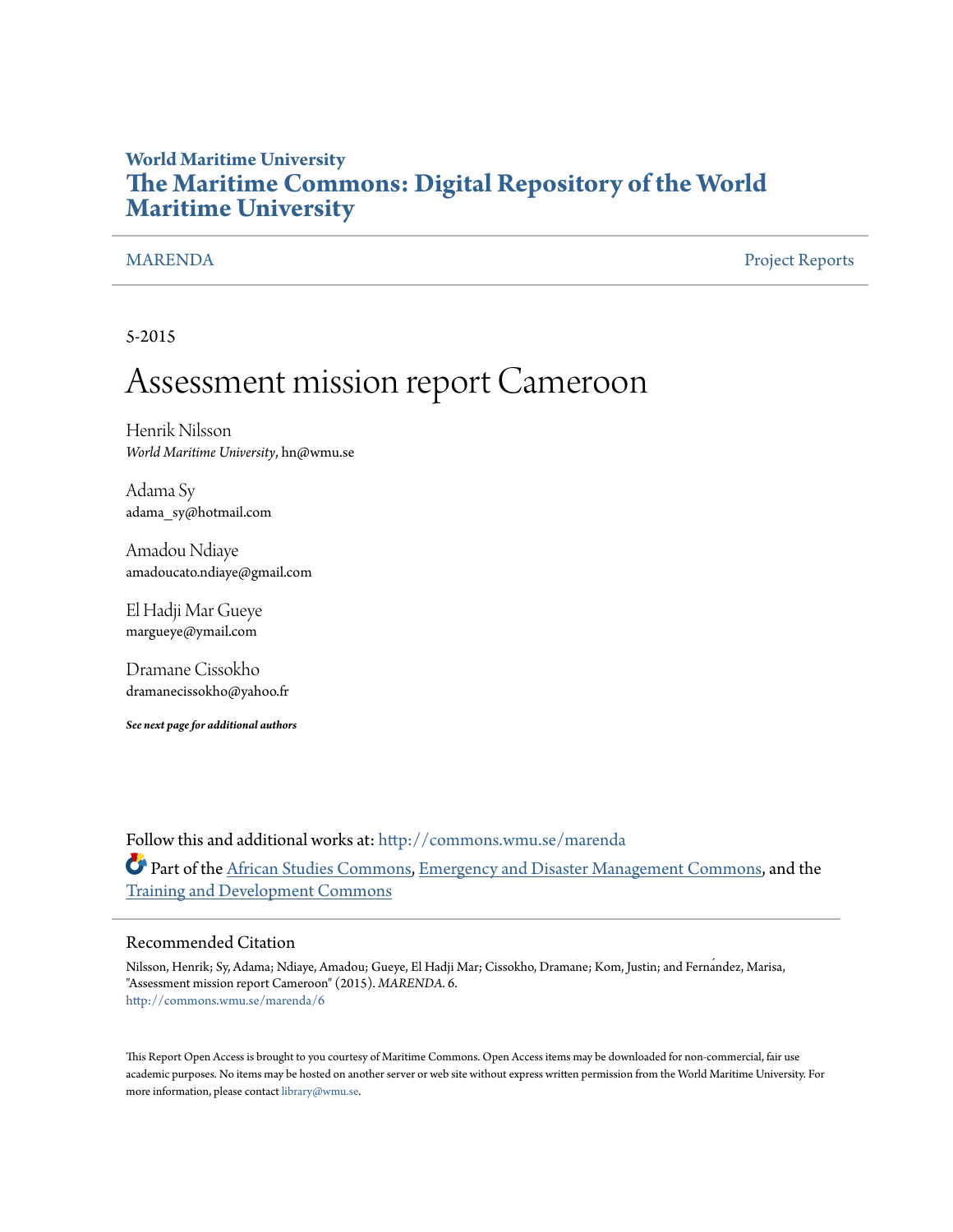**World Maritime University**

# The Maritime Commons: Digital Repository of the World Maritime University

MARENDA | Project Reports

5-2015

# Assessment mission report Cameroon

Henrik Nilsson
*World Maritime University*, hn@wmu.se

Adama Sy
adama_sy@hotmail.com

Amadou Ndiaye
amadoucato.ndiaye@gmail.com

El Hadji Mar Gueye
margueye@ymail.com

Dramane Cissokho
dramanecissokho@yahoo.fr

***See next page for additional authors***

Follow this and additional works at: http://commons.wmu.se/marenda

Part of the African Studies Commons, Emergency and Disaster Management Commons, and the Training and Development Commons

## Recommended Citation

Nilsson, Henrik; Sy, Adama; Ndiaye, Amadou; Gueye, El Hadji Mar; Cissokho, Dramane; Kom, Justin; and Fernández, Marisa, "Assessment mission report Cameroon" (2015). *MARENDA*. 6.
http://commons.wmu.se/marenda/6

This Report Open Access is brought to you courtesy of Maritime Commons. Open Access items may be downloaded for non-commercial, fair use academic purposes. No items may be hosted on another server or web site without express written permission from the World Maritime University. For more information, please contact library@wmu.se.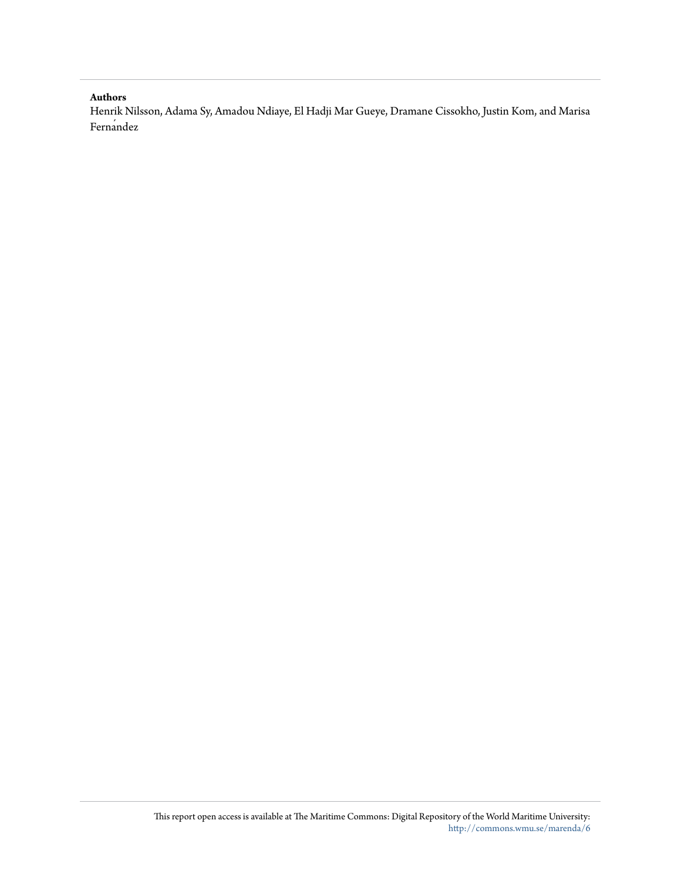**Authors**

Henrik Nilsson, Adama Sy, Amadou Ndiaye, El Hadji Mar Gueye, Dramane Cissokho, Justin Kom, and Marisa Fernández

This report open access is available at The Maritime Commons: Digital Repository of the World Maritime University: http://commons.wmu.se/marenda/6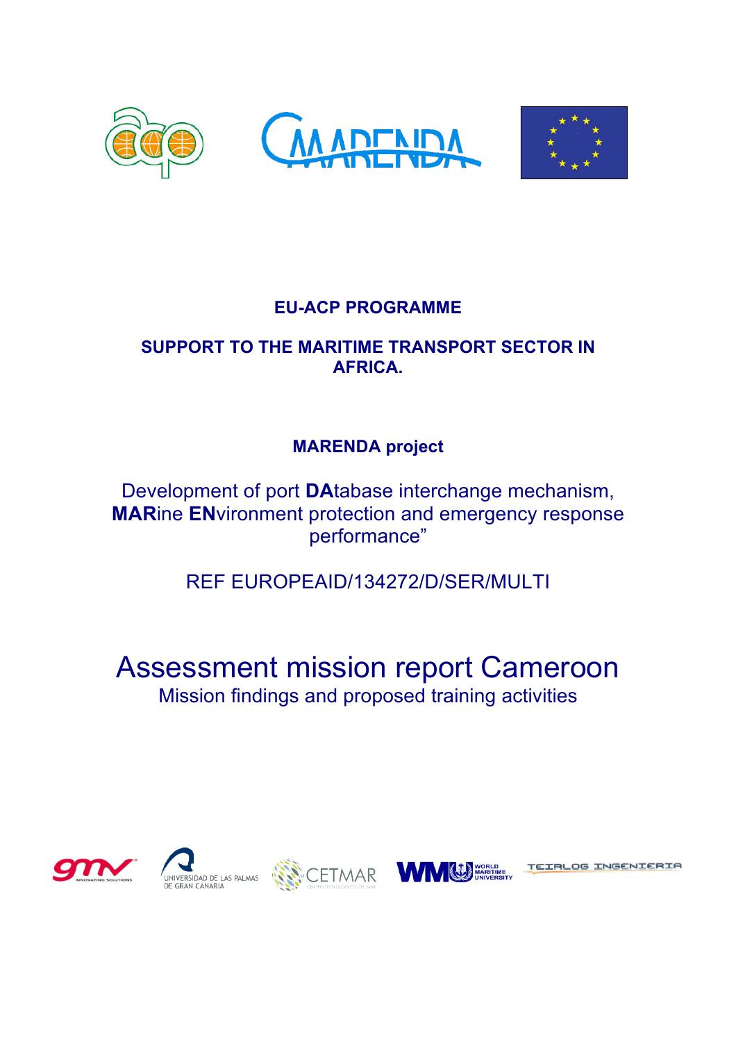**EU-ACP PROGRAMME**

**SUPPORT TO THE MARITIME TRANSPORT SECTOR IN AFRICA.**

**MARENDA project**

Development of port **DA**tabase interchange mechanism, **MAR**ine **EN**vironment protection and emergency response performance"

REF EUROPEAID/134272/D/SER/MULTI

# Assessment mission report Cameroon

Mission findings and proposed training activities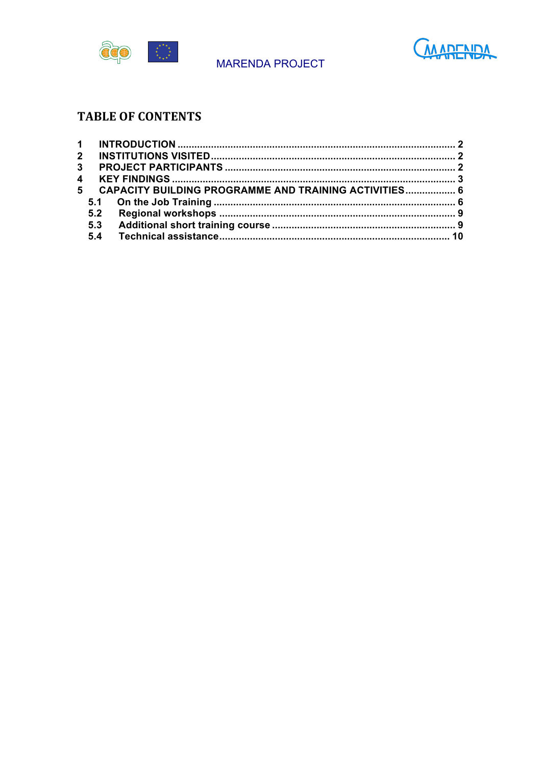## TABLE OF CONTENTS

1 INTRODUCTION .......... 2
2 INSTITUTIONS VISITED .......... 2
3 PROJECT PARTICIPANTS .......... 2
4 KEY FINDINGS .......... 3
5 CAPACITY BUILDING PROGRAMME AND TRAINING ACTIVITIES .......... 6
  5.1 On the Job Training .......... 6
  5.2 Regional workshops .......... 9
  5.3 Additional short training course .......... 9
  5.4 Technical assistance .......... 10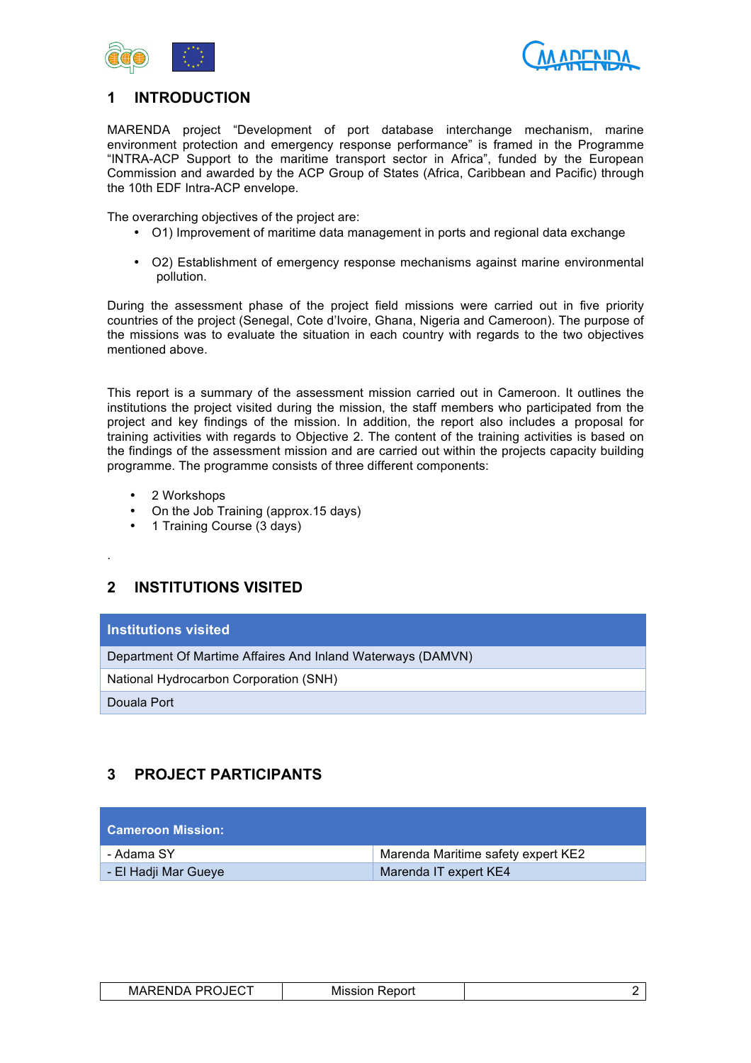# 1 INTRODUCTION

MARENDA project "Development of port database interchange mechanism, marine environment protection and emergency response performance" is framed in the Programme "INTRA-ACP Support to the maritime transport sector in Africa", funded by the European Commission and awarded by the ACP Group of States (Africa, Caribbean and Pacific) through the 10th EDF Intra-ACP envelope.

The overarching objectives of the project are:

- O1) Improvement of maritime data management in ports and regional data exchange
- O2) Establishment of emergency response mechanisms against marine environmental pollution.

During the assessment phase of the project field missions were carried out in five priority countries of the project (Senegal, Cote d'Ivoire, Ghana, Nigeria and Cameroon). The purpose of the missions was to evaluate the situation in each country with regards to the two objectives mentioned above.

This report is a summary of the assessment mission carried out in Cameroon. It outlines the institutions the project visited during the mission, the staff members who participated from the project and key findings of the mission. In addition, the report also includes a proposal for training activities with regards to Objective 2. The content of the training activities is based on the findings of the assessment mission and are carried out within the projects capacity building programme. The programme consists of three different components:

- 2 Workshops
- On the Job Training (approx.15 days)
- 1 Training Course (3 days)

.

# 2 INSTITUTIONS VISITED

| Institutions visited |
|---|
| Department Of Martime Affaires And Inland Waterways (DAMVN) |
| National Hydrocarbon Corporation (SNH) |
| Douala Port |

# 3 PROJECT PARTICIPANTS

| Cameroon Mission: | |
|---|---|
| - Adama SY | Marenda Maritime safety expert KE2 |
| - El Hadji Mar Gueye | Marenda IT expert KE4 |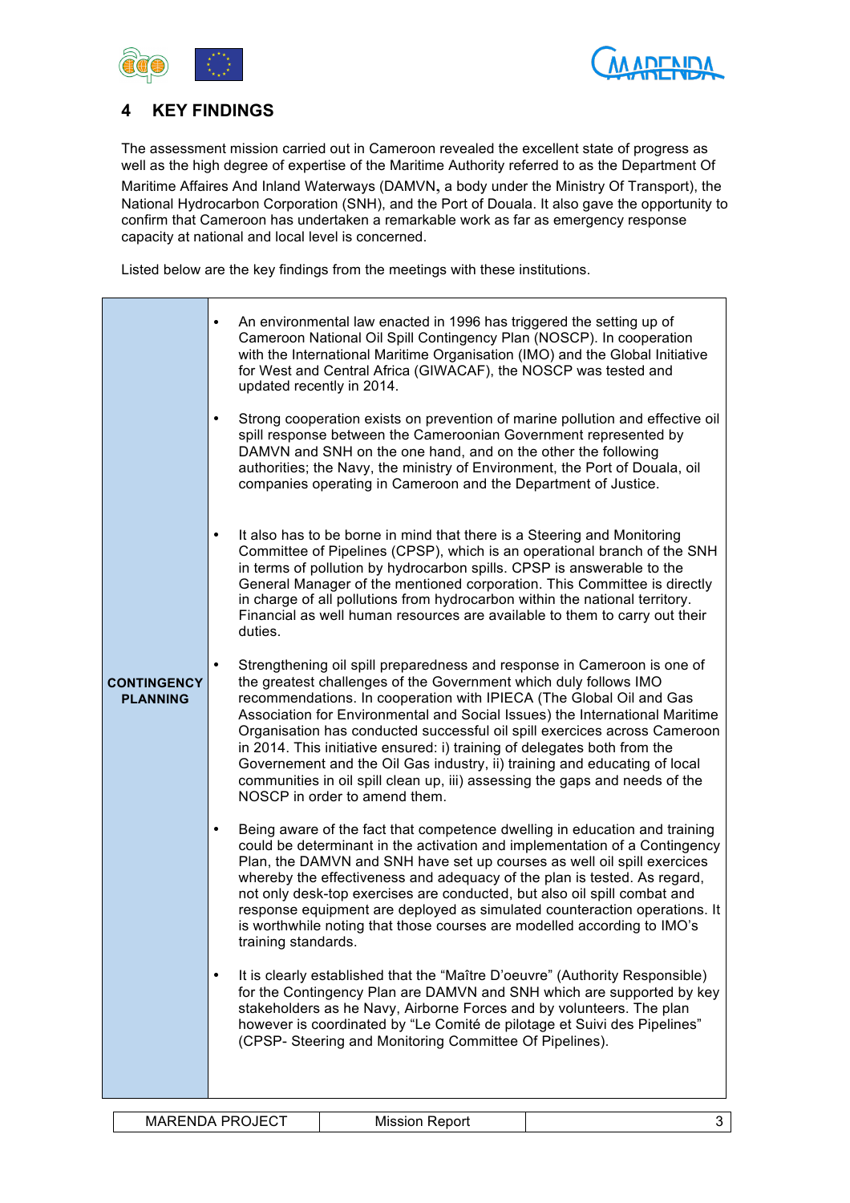## 4 KEY FINDINGS

The assessment mission carried out in Cameroon revealed the excellent state of progress as well as the high degree of expertise of the Maritime Authority referred to as the Department Of Maritime Affaires And Inland Waterways (DAMVN**,** a body under the Ministry Of Transport), the National Hydrocarbon Corporation (SNH), and the Port of Douala. It also gave the opportunity to confirm that Cameroon has undertaken a remarkable work as far as emergency response capacity at national and local level is concerned.

Listed below are the key findings from the meetings with these institutions.

| | |
|---|---|
| **CONTINGENCY PLANNING** | • An environmental law enacted in 1996 has triggered the setting up of Cameroon National Oil Spill Contingency Plan (NOSCP). In cooperation with the International Maritime Organisation (IMO) and the Global Initiative for West and Central Africa (GIWACAF), the NOSCP was tested and updated recently in 2014.<br><br>• Strong cooperation exists on prevention of marine pollution and effective oil spill response between the Cameroonian Government represented by DAMVN and SNH on the one hand, and on the other the following authorities; the Navy, the ministry of Environment, the Port of Douala, oil companies operating in Cameroon and the Department of Justice.<br><br>• It also has to be borne in mind that there is a Steering and Monitoring Committee of Pipelines (CPSP), which is an operational branch of the SNH in terms of pollution by hydrocarbon spills. CPSP is answerable to the General Manager of the mentioned corporation. This Committee is directly in charge of all pollutions from hydrocarbon within the national territory. Financial as well human resources are available to them to carry out their duties.<br><br>• Strengthening oil spill preparedness and response in Cameroon is one of the greatest challenges of the Government which duly follows IMO recommendations. In cooperation with IPIECA (The Global Oil and Gas Association for Environmental and Social Issues) the International Maritime Organisation has conducted successful oil spill exercices across Cameroon in 2014. This initiative ensured: i) training of delegates both from the Governement and the Oil Gas industry, ii) training and educating of local communities in oil spill clean up, iii) assessing the gaps and needs of the NOSCP in order to amend them.<br><br>• Being aware of the fact that competence dwelling in education and training could be determinant in the activation and implementation of a Contingency Plan, the DAMVN and SNH have set up courses as well oil spill exercices whereby the effectiveness and adequacy of the plan is tested. As regard, not only desk-top exercises are conducted, but also oil spill combat and response equipment are deployed as simulated counteraction operations. It is worthwhile noting that those courses are modelled according to IMO's training standards.<br><br>• It is clearly established that the "Maître D'oeuvre" (Authority Responsible) for the Contingency Plan are DAMVN and SNH which are supported by key stakeholders as he Navy, Airborne Forces and by volunteers. The plan however is coordinated by "Le Comité de pilotage et Suivi des Pipelines" (CPSP- Steering and Monitoring Committee Of Pipelines). |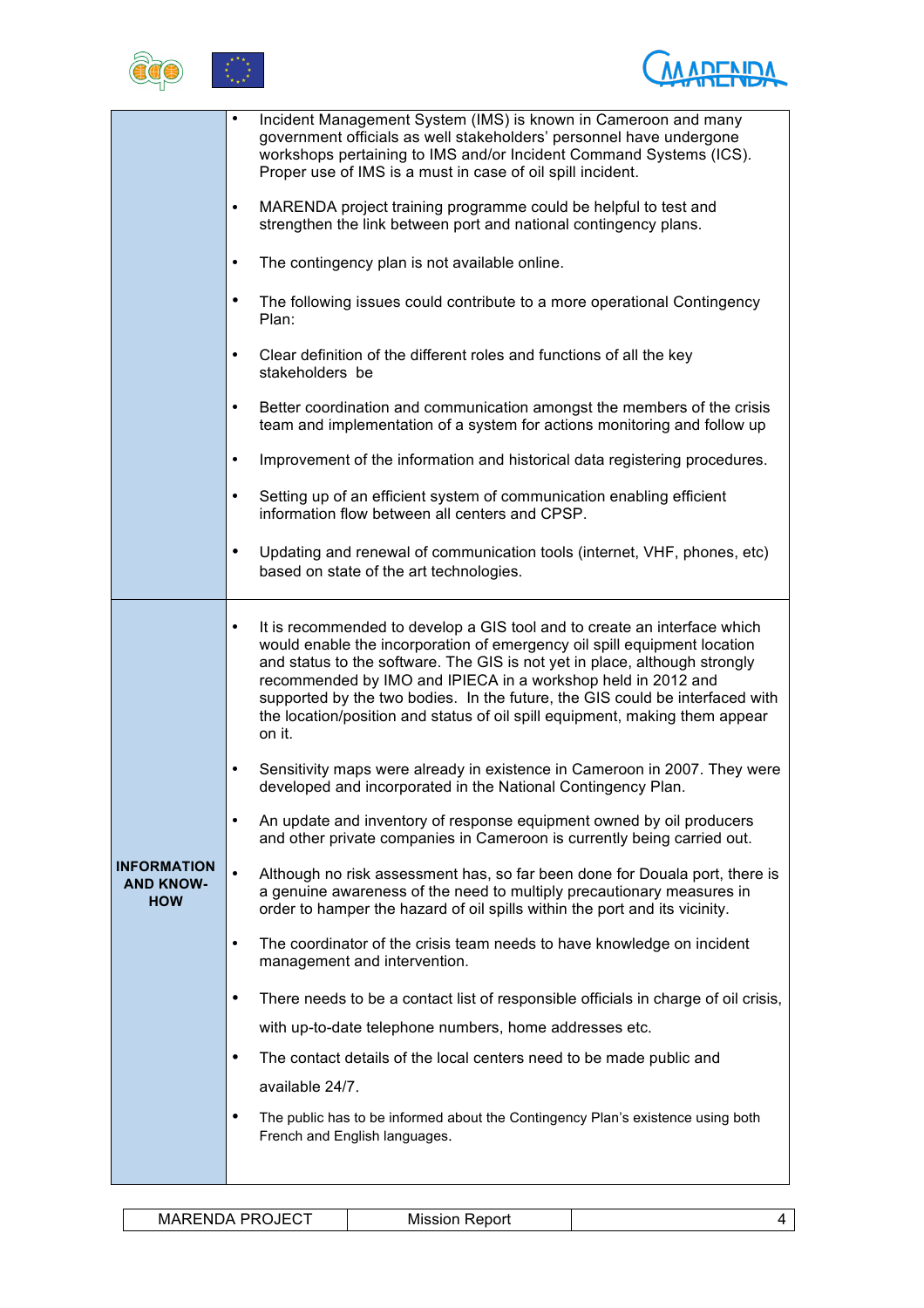| | |
|---|---|
| | • Incident Management System (IMS) is known in Cameroon and many government officials as well stakeholders' personnel have undergone workshops pertaining to IMS and/or Incident Command Systems (ICS). Proper use of IMS is a must in case of oil spill incident.<br><br>• MARENDA project training programme could be helpful to test and strengthen the link between port and national contingency plans.<br><br>• The contingency plan is not available online.<br><br>• The following issues could contribute to a more operational Contingency Plan:<br><br>• Clear definition of the different roles and functions of all the key stakeholders be<br><br>• Better coordination and communication amongst the members of the crisis team and implementation of a system for actions monitoring and follow up<br><br>• Improvement of the information and historical data registering procedures.<br><br>• Setting up of an efficient system of communication enabling efficient information flow between all centers and CPSP.<br><br>• Updating and renewal of communication tools (internet, VHF, phones, etc) based on state of the art technologies. |
| **INFORMATION AND KNOW-HOW** | • It is recommended to develop a GIS tool and to create an interface which would enable the incorporation of emergency oil spill equipment location and status to the software. The GIS is not yet in place, although strongly recommended by IMO and IPIECA in a workshop held in 2012 and supported by the two bodies. In the future, the GIS could be interfaced with the location/position and status of oil spill equipment, making them appear on it.<br><br>• Sensitivity maps were already in existence in Cameroon in 2007. They were developed and incorporated in the National Contingency Plan.<br><br>• An update and inventory of response equipment owned by oil producers and other private companies in Cameroon is currently being carried out.<br><br>• Although no risk assessment has, so far been done for Douala port, there is a genuine awareness of the need to multiply precautionary measures in order to hamper the hazard of oil spills within the port and its vicinity.<br><br>• The coordinator of the crisis team needs to have knowledge on incident management and intervention.<br><br>• There needs to be a contact list of responsible officials in charge of oil crisis, with up-to-date telephone numbers, home addresses etc.<br><br>• The contact details of the local centers need to be made public and available 24/7.<br><br>• The public has to be informed about the Contingency Plan's existence using both French and English languages. |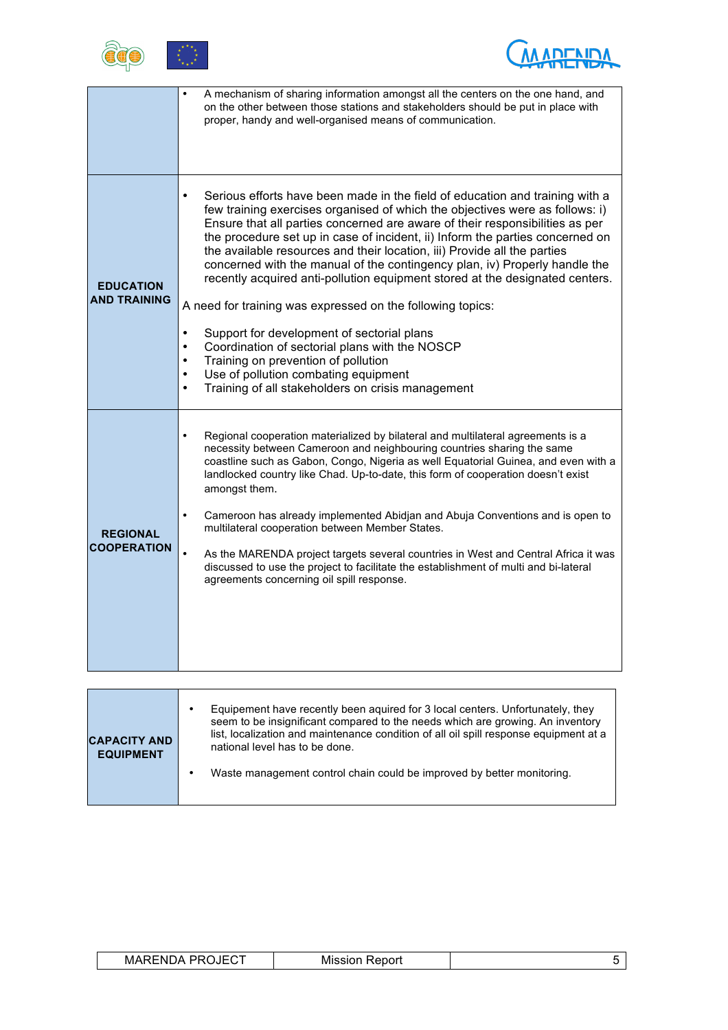| | |
|---|---|
| | • A mechanism of sharing information amongst all the centers on the one hand, and on the other between those stations and stakeholders should be put in place with proper, handy and well-organised means of communication. |
| **EDUCATION AND TRAINING** | • Serious efforts have been made in the field of education and training with a few training exercises organised of which the objectives were as follows: i) Ensure that all parties concerned are aware of their responsibilities as per the procedure set up in case of incident, ii) Inform the parties concerned on the available resources and their location, iii) Provide all the parties concerned with the manual of the contingency plan, iv) Properly handle the recently acquired anti-pollution equipment stored at the designated centers.<br><br>A need for training was expressed on the following topics:<br><br>• Support for development of sectorial plans<br>• Coordination of sectorial plans with the NOSCP<br>• Training on prevention of pollution<br>• Use of pollution combating equipment<br>• Training of all stakeholders on crisis management |
| **REGIONAL COOPERATION** | • Regional cooperation materialized by bilateral and multilateral agreements is a necessity between Cameroon and neighbouring countries sharing the same coastline such as Gabon, Congo, Nigeria as well Equatorial Guinea, and even with a landlocked country like Chad. Up-to-date, this form of cooperation doesn't exist amongst them.<br><br>• Cameroon has already implemented Abidjan and Abuja Conventions and is open to multilateral cooperation between Member States.<br><br>• As the MARENDA project targets several countries in West and Central Africa it was discussed to use the project to facilitate the establishment of multi and bi-lateral agreements concerning oil spill response. |

| | |
|---|---|
| **CAPACITY AND EQUIPMENT** | • Equipement have recently been aquired for 3 local centers. Unfortunately, they seem to be insignificant compared to the needs which are growing. An inventory list, localization and maintenance condition of all oil spill response equipment at a national level has to be done.<br><br>• Waste management control chain could be improved by better monitoring. |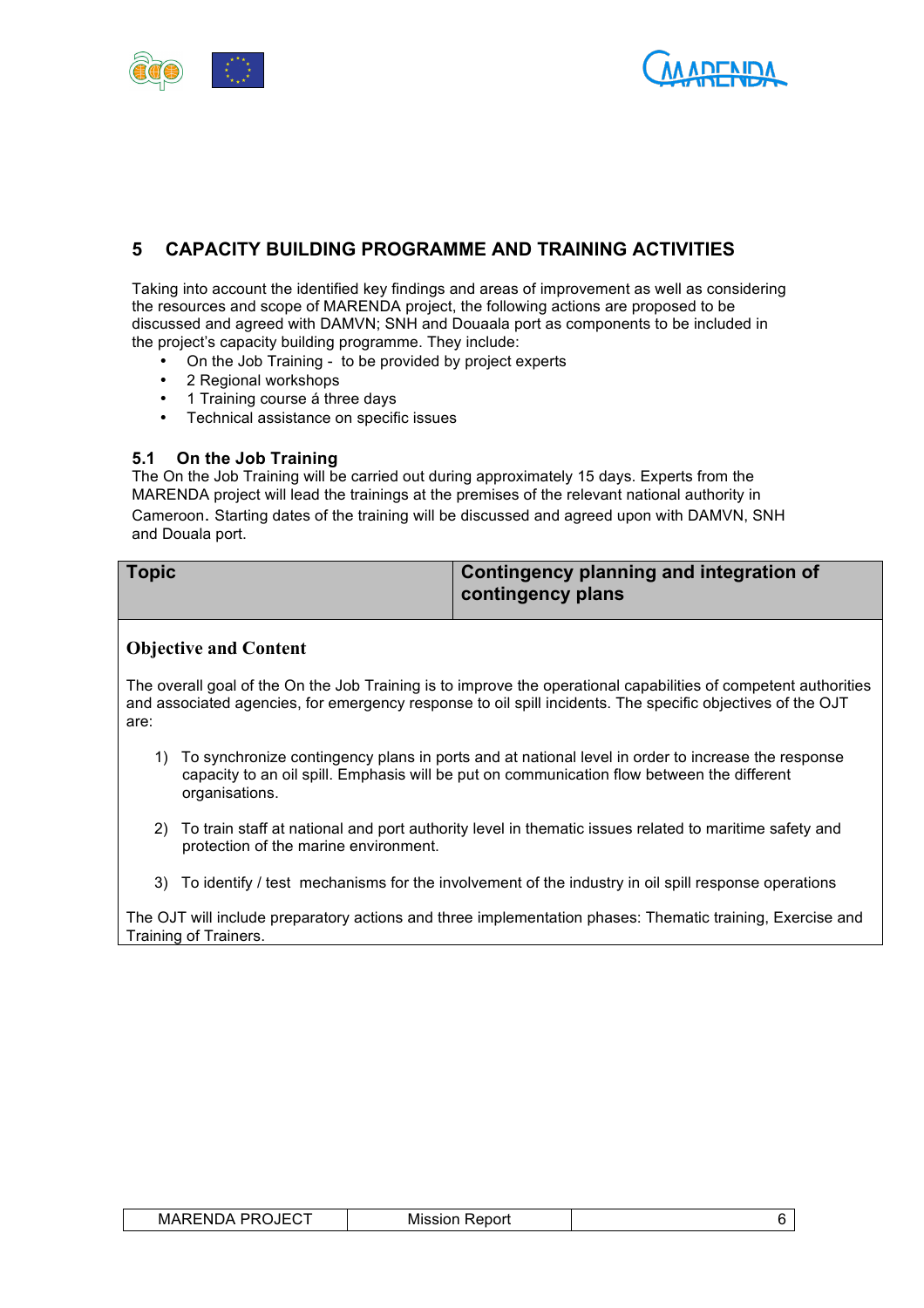## 5 CAPACITY BUILDING PROGRAMME AND TRAINING ACTIVITIES

Taking into account the identified key findings and areas of improvement as well as considering the resources and scope of MARENDA project, the following actions are proposed to be discussed and agreed with DAMVN; SNH and Douaala port as components to be included in the project's capacity building programme. They include:

- On the Job Training - to be provided by project experts
- 2 Regional workshops
- 1 Training course á three days
- Technical assistance on specific issues

### 5.1 On the Job Training

The On the Job Training will be carried out during approximately 15 days. Experts from the MARENDA project will lead the trainings at the premises of the relevant national authority in Cameroon. Starting dates of the training will be discussed and agreed upon with DAMVN, SNH and Douala port.

| **Topic** | **Contingency planning and integration of contingency plans** |
|---|---|

**Objective and Content**

The overall goal of the On the Job Training is to improve the operational capabilities of competent authorities and associated agencies, for emergency response to oil spill incidents. The specific objectives of the OJT are:

1) To synchronize contingency plans in ports and at national level in order to increase the response capacity to an oil spill. Emphasis will be put on communication flow between the different organisations.

2) To train staff at national and port authority level in thematic issues related to maritime safety and protection of the marine environment.

3) To identify / test mechanisms for the involvement of the industry in oil spill response operations

The OJT will include preparatory actions and three implementation phases: Thematic training, Exercise and Training of Trainers.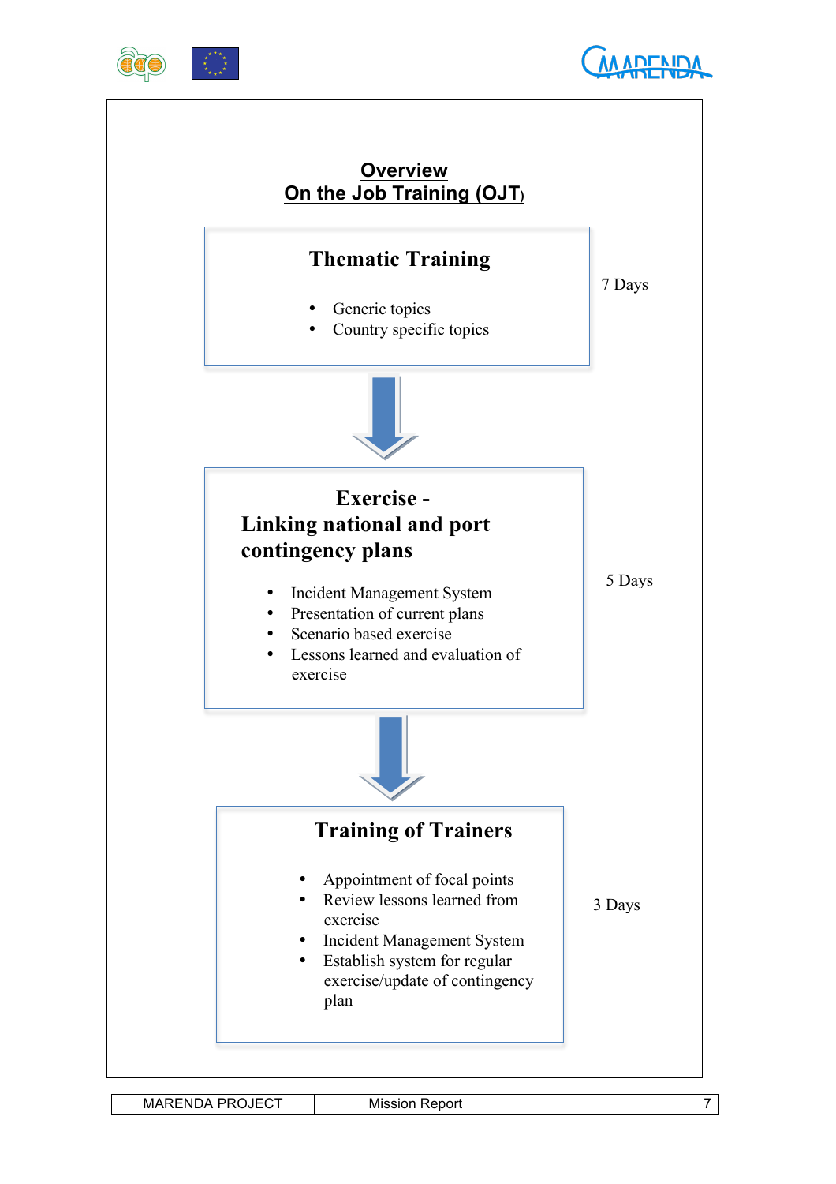## Overview
## On the Job Training (OJT)

### Thematic Training

- Generic topics
- Country specific topics

7 Days

↓

### Exercise - Linking national and port contingency plans

- Incident Management System
- Presentation of current plans
- Scenario based exercise
- Lessons learned and evaluation of exercise

5 Days

↓

### Training of Trainers

- Appointment of focal points
- Review lessons learned from exercise
- Incident Management System
- Establish system for regular exercise/update of contingency plan

3 Days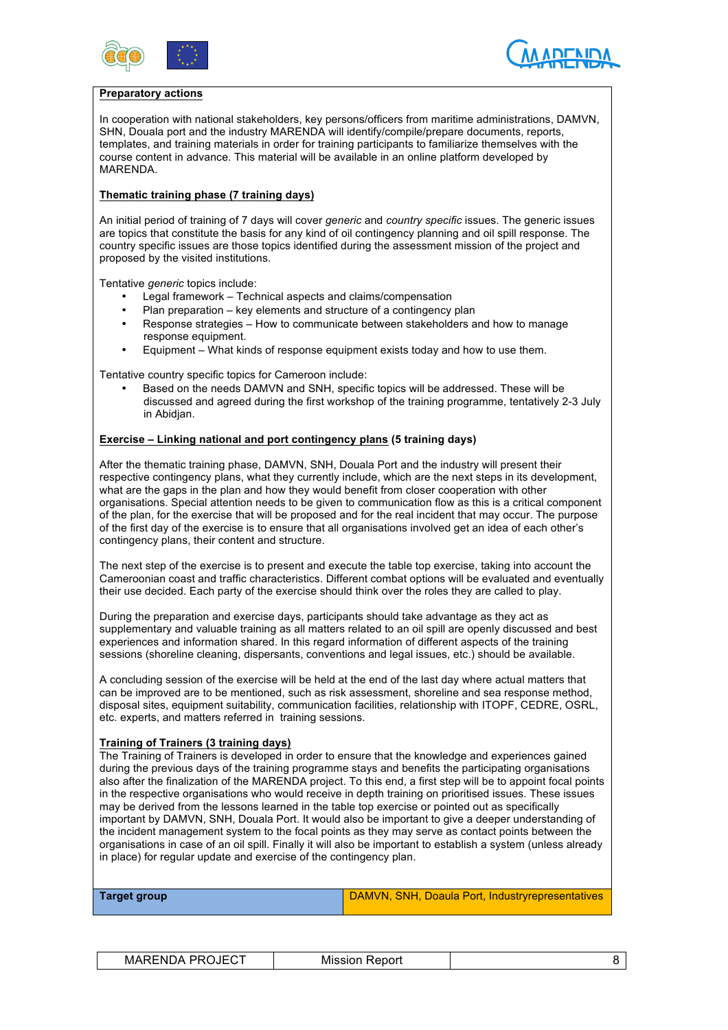**Preparatory actions**

In cooperation with national stakeholders, key persons/officers from maritime administrations, DAMVN, SHN, Douala port and the industry MARENDA will identify/compile/prepare documents, reports, templates, and training materials in order for training participants to familiarize themselves with the course content in advance. This material will be available in an online platform developed by MARENDA.

**Thematic training phase (7 training days)**

An initial period of training of 7 days will cover *generic* and *country specific* issues. The generic issues are topics that constitute the basis for any kind of oil contingency planning and oil spill response. The country specific issues are those topics identified during the assessment mission of the project and proposed by the visited institutions.

Tentative *generic* topics include:

- Legal framework – Technical aspects and claims/compensation
- Plan preparation – key elements and structure of a contingency plan
- Response strategies – How to communicate between stakeholders and how to manage response equipment.
- Equipment – What kinds of response equipment exists today and how to use them.

Tentative country specific topics for Cameroon include:

- Based on the needs DAMVN and SNH, specific topics will be addressed. These will be discussed and agreed during the first workshop of the training programme, tentatively 2-3 July in Abidjan.

**Exercise – Linking national and port contingency plans (5 training days)**

After the thematic training phase, DAMVN, SNH, Douala Port and the industry will present their respective contingency plans, what they currently include, which are the next steps in its development, what are the gaps in the plan and how they would benefit from closer cooperation with other organisations. Special attention needs to be given to communication flow as this is a critical component of the plan, for the exercise that will be proposed and for the real incident that may occur. The purpose of the first day of the exercise is to ensure that all organisations involved get an idea of each other's contingency plans, their content and structure.

The next step of the exercise is to present and execute the table top exercise, taking into account the Cameroonian coast and traffic characteristics. Different combat options will be evaluated and eventually their use decided. Each party of the exercise should think over the roles they are called to play.

During the preparation and exercise days, participants should take advantage as they act as supplementary and valuable training as all matters related to an oil spill are openly discussed and best experiences and information shared. In this regard information of different aspects of the training sessions (shoreline cleaning, dispersants, conventions and legal issues, etc.) should be available.

A concluding session of the exercise will be held at the end of the last day where actual matters that can be improved are to be mentioned, such as risk assessment, shoreline and sea response method, disposal sites, equipment suitability, communication facilities, relationship with ITOPF, CEDRE, OSRL, etc. experts, and matters referred in training sessions.

**Training of Trainers (3 training days)**

The Training of Trainers is developed in order to ensure that the knowledge and experiences gained during the previous days of the training programme stays and benefits the participating organisations also after the finalization of the MARENDA project. To this end, a first step will be to appoint focal points in the respective organisations who would receive in depth training on prioritised issues. These issues may be derived from the lessons learned in the table top exercise or pointed out as specifically important by DAMVN, SNH, Douala Port. It would also be important to give a deeper understanding of the incident management system to the focal points as they may serve as contact points between the organisations in case of an oil spill. Finally it will also be important to establish a system (unless already in place) for regular update and exercise of the contingency plan.

| **Target group** | DAMVN, SNH, Doaula Port, Industryrepresentatives |
|---|---|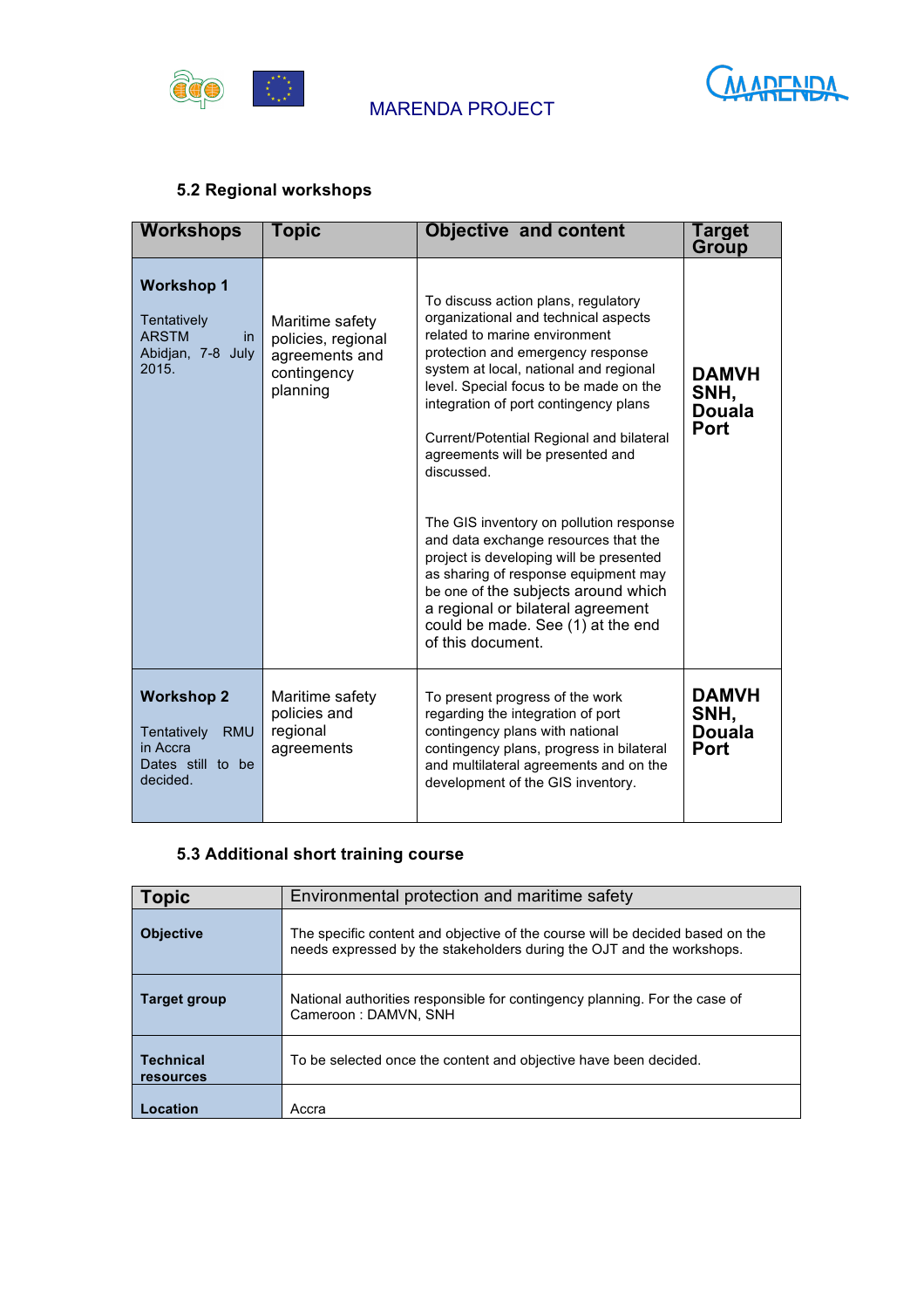### 5.2 Regional workshops

| Workshops | Topic | Objective and content | Target Group |
|---|---|---|---|
| **Workshop 1**<br><br>Tentatively ARSTM in Abidjan, 7-8 July 2015. | Maritime safety policies, regional agreements and contingency planning | To discuss action plans, regulatory organizational and technical aspects related to marine environment protection and emergency response system at local, national and regional level. Special focus to be made on the integration of port contingency plans<br><br>Current/Potential Regional and bilateral agreements will be presented and discussed.<br><br>The GIS inventory on pollution response and data exchange resources that the project is developing will be presented as sharing of response equipment may be one of the subjects around which a regional or bilateral agreement could be made. See (1) at the end of this document. | **DAMVH SNH, Douala Port** |
| **Workshop 2**<br><br>Tentatively RMU in Accra<br>Dates still to be decided. | Maritime safety policies and regional agreements | To present progress of the work regarding the integration of port contingency plans with national contingency plans, progress in bilateral and multilateral agreements and on the development of the GIS inventory. | **DAMVH SNH, Douala Port** |

### 5.3 Additional short training course

| **Topic** | Environmental protection and maritime safety |
|---|---|
| **Objective** | The specific content and objective of the course will be decided based on the needs expressed by the stakeholders during the OJT and the workshops. |
| **Target group** | National authorities responsible for contingency planning. For the case of Cameroon : DAMVN, SNH |
| **Technical resources** | To be selected once the content and objective have been decided. |
| **Location** | Accra |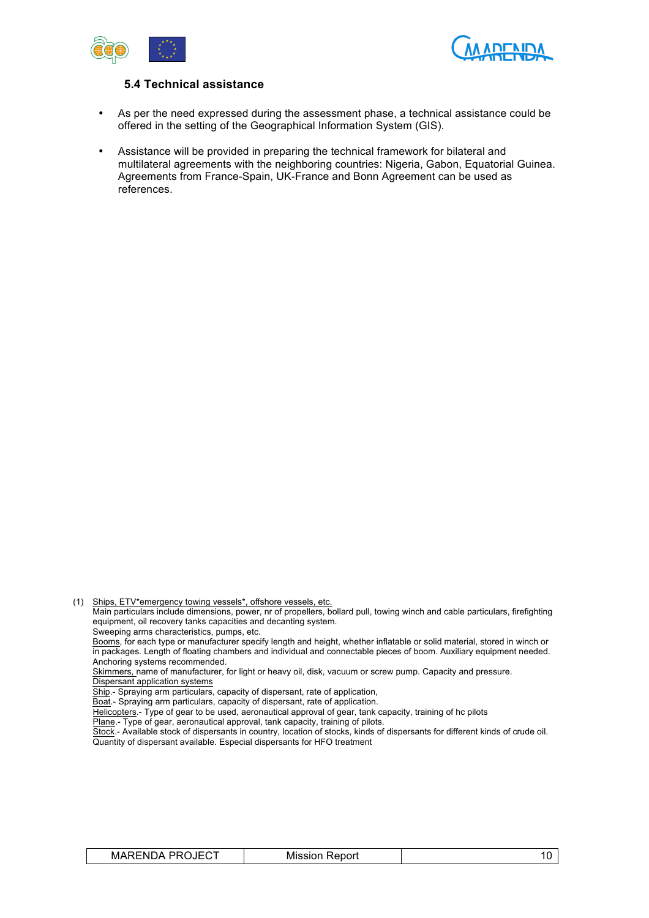### 5.4 Technical assistance

- As per the need expressed during the assessment phase, a technical assistance could be offered in the setting of the Geographical Information System (GIS).
- Assistance will be provided in preparing the technical framework for bilateral and multilateral agreements with the neighboring countries: Nigeria, Gabon, Equatorial Guinea. Agreements from France-Spain, UK-France and Bonn Agreement can be used as references.

(1) Ships, ETV*emergency towing vessels*, offshore vessels, etc.
Main particulars include dimensions, power, nr of propellers, bollard pull, towing winch and cable particulars, firefighting equipment, oil recovery tanks capacities and decanting system.
Sweeping arms characteristics, pumps, etc.
Booms, for each type or manufacturer specify length and height, whether inflatable or solid material, stored in winch or in packages. Length of floating chambers and individual and connectable pieces of boom. Auxiliary equipment needed. Anchoring systems recommended.
Skimmers, name of manufacturer, for light or heavy oil, disk, vacuum or screw pump. Capacity and pressure.
Dispersant application systems
Ship.- Spraying arm particulars, capacity of dispersant, rate of application,
Boat.- Spraying arm particulars, capacity of dispersant, rate of application.
Helicopters.- Type of gear to be used, aeronautical approval of gear, tank capacity, training of hc pilots
Plane.- Type of gear, aeronautical approval, tank capacity, training of pilots.
Stock.- Available stock of dispersants in country, location of stocks, kinds of dispersants for different kinds of crude oil. Quantity of dispersant available. Especial dispersants for HFO treatment